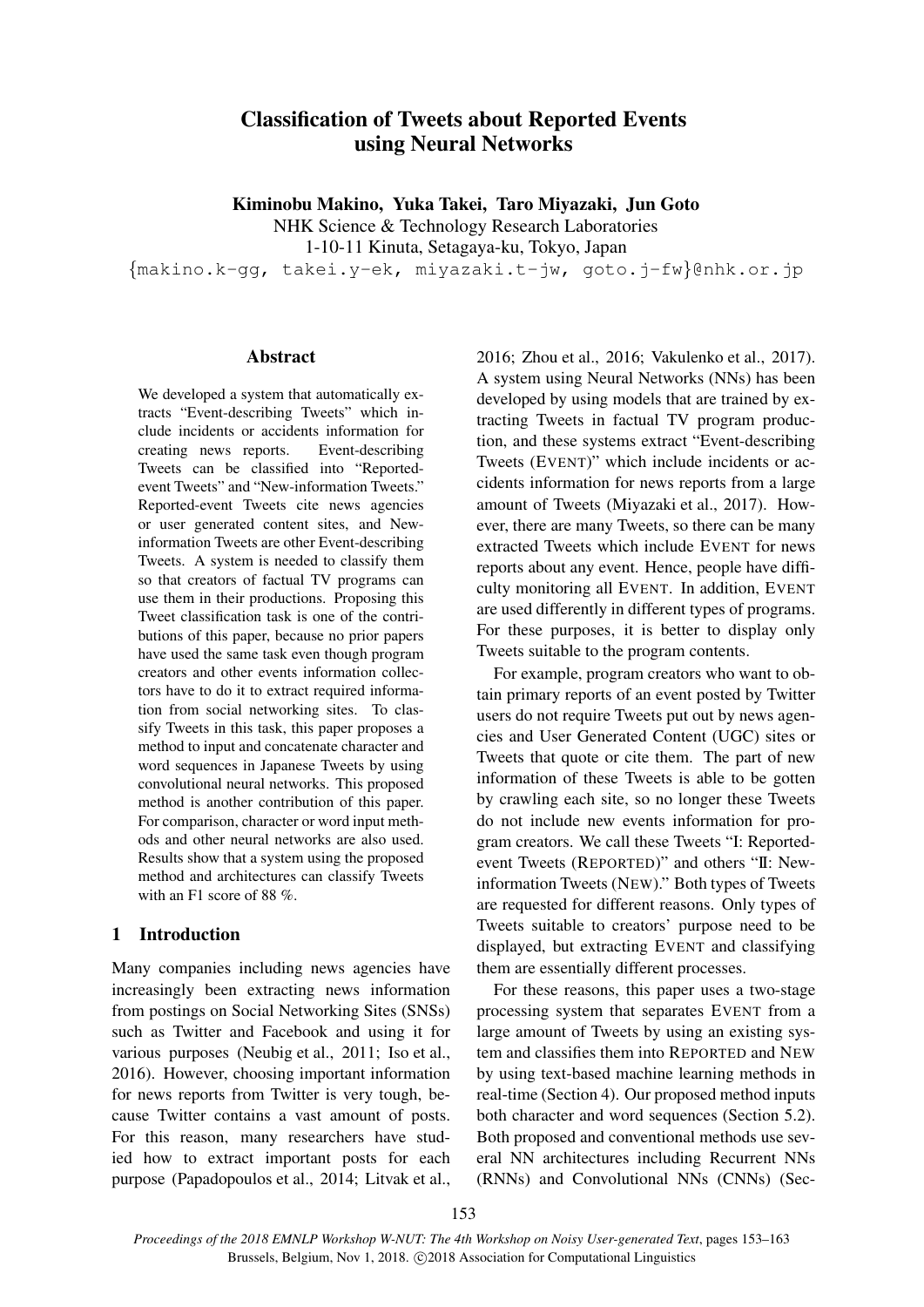# Classification of Tweets about Reported Events using Neural Networks

**Kiminobu Makino, Yuka Takei, Taro Miyazaki, Jun Goto**
NHK Science & Technology Research Laboratories
1-10-11 Kinuta, Setagaya-ku, Tokyo, Japan
{makino.k-gg, takei.y-ek, miyazaki.t-jw, goto.j-fw}@nhk.or.jp

## Abstract

We developed a system that automatically extracts "Event-describing Tweets" which include incidents or accidents information for creating news reports. Event-describing Tweets can be classified into "Reported-event Tweets" and "New-information Tweets." Reported-event Tweets cite news agencies or user generated content sites, and New-information Tweets are other Event-describing Tweets. A system is needed to classify them so that creators of factual TV programs can use them in their productions. Proposing this Tweet classification task is one of the contributions of this paper, because no prior papers have used the same task even though program creators and other events information collectors have to do it to extract required information from social networking sites. To classify Tweets in this task, this paper proposes a method to input and concatenate character and word sequences in Japanese Tweets by using convolutional neural networks. This proposed method is another contribution of this paper. For comparison, character or word input methods and other neural networks are also used. Results show that a system using the proposed method and architectures can classify Tweets with an F1 score of 88 %.

## 1 Introduction

Many companies including news agencies have increasingly been extracting news information from postings on Social Networking Sites (SNSs) such as Twitter and Facebook and using it for various purposes (Neubig et al., 2011; Iso et al., 2016). However, choosing important information for news reports from Twitter is very tough, because Twitter contains a vast amount of posts. For this reason, many researchers have studied how to extract important posts for each purpose (Papadopoulos et al., 2014; Litvak et al., 2016; Zhou et al., 2016; Vakulenko et al., 2017). A system using Neural Networks (NNs) has been developed by using models that are trained by extracting Tweets in factual TV program production, and these systems extract "Event-describing Tweets (EVENT)" which include incidents or accidents information for news reports from a large amount of Tweets (Miyazaki et al., 2017). However, there are many Tweets, so there can be many extracted Tweets which include EVENT for news reports about any event. Hence, people have difficulty monitoring all EVENT. In addition, EVENT are used differently in different types of programs. For these purposes, it is better to display only Tweets suitable to the program contents.

For example, program creators who want to obtain primary reports of an event posted by Twitter users do not require Tweets put out by news agencies and User Generated Content (UGC) sites or Tweets that quote or cite them. The part of new information of these Tweets is able to be gotten by crawling each site, so no longer these Tweets do not include new events information for program creators. We call these Tweets "I: Reported-event Tweets (REPORTED)" and others "II: New-information Tweets (NEW)." Both types of Tweets are requested for different reasons. Only types of Tweets suitable to creators' purpose need to be displayed, but extracting EVENT and classifying them are essentially different processes.

For these reasons, this paper uses a two-stage processing system that separates EVENT from a large amount of Tweets by using an existing system and classifies them into REPORTED and NEW by using text-based machine learning methods in real-time (Section 4). Our proposed method inputs both character and word sequences (Section 5.2). Both proposed and conventional methods use several NN architectures including Recurrent NNs (RNNs) and Convolutional NNs (CNNs) (Sec-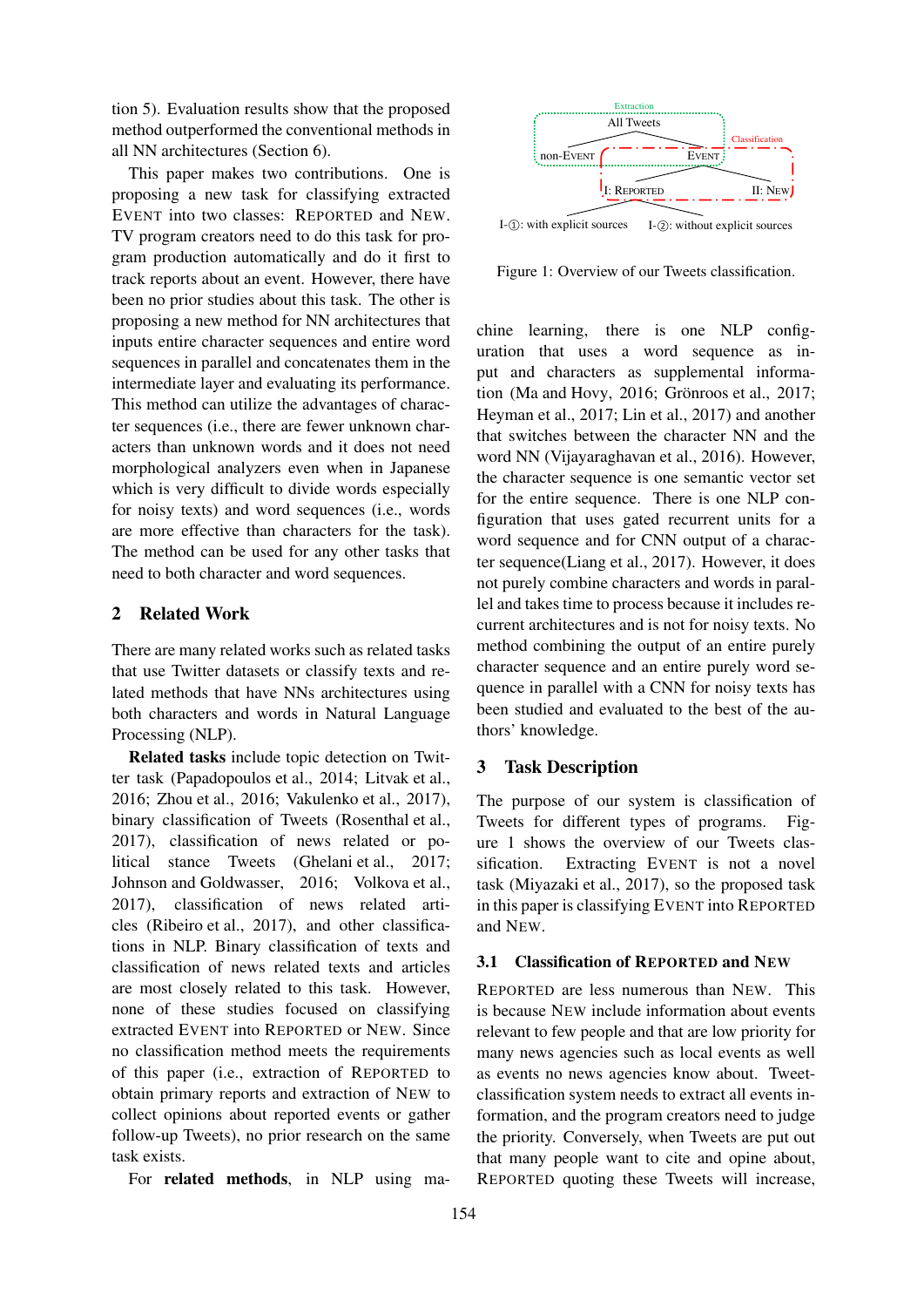tion 5). Evaluation results show that the proposed method outperformed the conventional methods in all NN architectures (Section 6).

This paper makes two contributions. One is proposing a new task for classifying extracted EVENT into two classes: REPORTED and NEW. TV program creators need to do this task for program production automatically and do it first to track reports about an event. However, there have been no prior studies about this task. The other is proposing a new method for NN architectures that inputs entire character sequences and entire word sequences in parallel and concatenates them in the intermediate layer and evaluating its performance. This method can utilize the advantages of character sequences (i.e., there are fewer unknown characters than unknown words and it does not need morphological analyzers even when in Japanese which is very difficult to divide words especially for noisy texts) and word sequences (i.e., words are more effective than characters for the task). The method can be used for any other tasks that need to both character and word sequences.

## 2 Related Work

There are many related works such as related tasks that use Twitter datasets or classify texts and related methods that have NNs architectures using both characters and words in Natural Language Processing (NLP).

**Related tasks** include topic detection on Twitter task (Papadopoulos et al., 2014; Litvak et al., 2016; Zhou et al., 2016; Vakulenko et al., 2017), binary classification of Tweets (Rosenthal et al., 2017), classification of news related or political stance Tweets (Ghelani et al., 2017; Johnson and Goldwasser, 2016; Volkova et al., 2017), classification of news related articles (Ribeiro et al., 2017), and other classifications in NLP. Binary classification of texts and classification of news related texts and articles are most closely related to this task. However, none of these studies focused on classifying extracted EVENT into REPORTED or NEW. Since no classification method meets the requirements of this paper (i.e., extraction of REPORTED to obtain primary reports and extraction of NEW to collect opinions about reported events or gather follow-up Tweets), no prior research on the same task exists.

For **related methods**, in NLP using machine learning, there is one NLP configuration that uses a word sequence as input and characters as supplemental information (Ma and Hovy, 2016; Grönroos et al., 2017; Heyman et al., 2017; Lin et al., 2017) and another that switches between the character NN and the word NN (Vijayaraghavan et al., 2016). However, the character sequence is one semantic vector set for the entire sequence. There is one NLP configuration that uses gated recurrent units for a word sequence and for CNN output of a character sequence(Liang et al., 2017). However, it does not purely combine characters and words in parallel and takes time to process because it includes recurrent architectures and is not for noisy texts. No method combining the output of an entire purely character sequence and an entire purely word sequence in parallel with a CNN for noisy texts has been studied and evaluated to the best of the authors' knowledge.

Extraction

All Tweets

non-EVENT — EVENT

Classification

I: REPORTED — II: NEW

I-①: with explicit sources — I-②: without explicit sources

Figure 1: Overview of our Tweets classification.

## 3 Task Description

The purpose of our system is classification of Tweets for different types of programs. Figure 1 shows the overview of our Tweets classification. Extracting EVENT is not a novel task (Miyazaki et al., 2017), so the proposed task in this paper is classifying EVENT into REPORTED and NEW.

### 3.1 Classification of REPORTED and NEW

REPORTED are less numerous than NEW. This is because NEW include information about events relevant to few people and that are low priority for many news agencies such as local events as well as events no news agencies know about. Tweet-classification system needs to extract all events information, and the program creators need to judge the priority. Conversely, when Tweets are put out that many people want to cite and opine about, REPORTED quoting these Tweets will increase,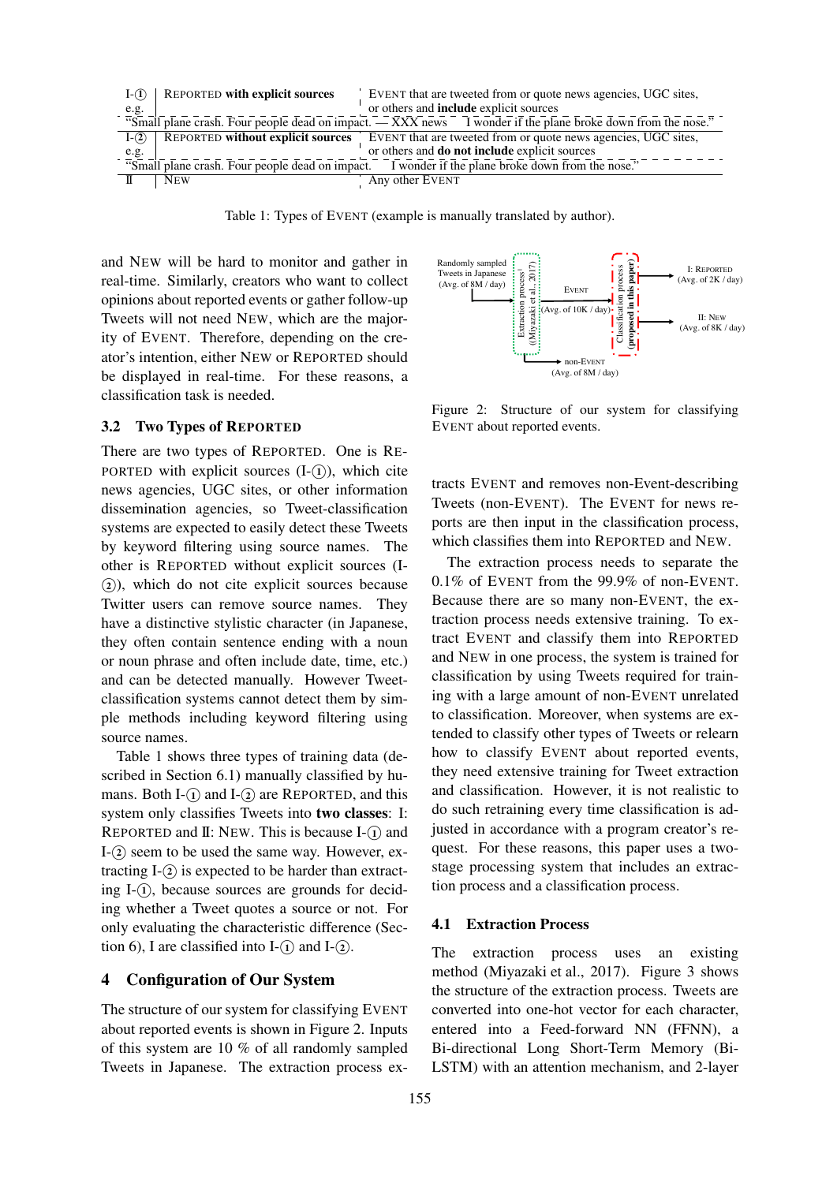| | | |
|---|---|---|
| I-① | REPORTED **with explicit sources** | EVENT that are tweeted from or quote news agencies, UGC sites, or others and **include** explicit sources |
| e.g. | "Small plane crash. Four people dead on impact. — XXX news | I wonder if the plane broke down from the nose." |
| I-② | REPORTED **without explicit sources** | EVENT that are tweeted from or quote news agencies, UGC sites, or others and **do not include** explicit sources |
| e.g. | "Small plane crash. Four people dead on impact. | I wonder if the plane broke down from the nose." |
| II | NEW | Any other EVENT |

Table 1: Types of EVENT (example is manually translated by author).

and NEW will be hard to monitor and gather in real-time. Similarly, creators who want to collect opinions about reported events or gather follow-up Tweets will not need NEW, which are the majority of EVENT. Therefore, depending on the creator's intention, either NEW or REPORTED should be displayed in real-time. For these reasons, a classification task is needed.

## 3.2 Two Types of REPORTED

There are two types of REPORTED. One is REPORTED with explicit sources (I-①), which cite news agencies, UGC sites, or other information dissemination agencies, so Tweet-classification systems are expected to easily detect these Tweets by keyword filtering using source names. The other is REPORTED without explicit sources (I-②), which do not cite explicit sources because Twitter users can remove source names. They have a distinctive stylistic character (in Japanese, they often contain sentence ending with a noun or noun phrase and often include date, time, etc.) and can be detected manually. However Tweet-classification systems cannot detect them by simple methods including keyword filtering using source names.

Table 1 shows three types of training data (described in Section 6.1) manually classified by humans. Both I-① and I-② are REPORTED, and this system only classifies Tweets into **two classes**: I: REPORTED and II: NEW. This is because I-① and I-② seem to be used the same way. However, extracting I-② is expected to be harder than extracting I-①, because sources are grounds for deciding whether a Tweet quotes a source or not. For only evaluating the characteristic difference (Section 6), I are classified into I-① and I-②.

# 4 Configuration of Our System

The structure of our system for classifying EVENT about reported events is shown in Figure 2. Inputs of this system are 10 % of all randomly sampled Tweets in Japanese. The extraction process extracts EVENT and removes non-Event-describing Tweets (non-EVENT). The EVENT for news reports are then input in the classification process, which classifies them into REPORTED and NEW.

Randomly sampled Tweets in Japanese (Avg. of 8M / day) → Extraction process (Miyazaki et al., 2017) → EVENT (Avg. of 10K / day) → Classification process (proposed in this paper) → I: REPORTED (Avg. of 2K / day); II: NEW (Avg. of 8K / day). Extraction process → non-EVENT (Avg. of 8M / day)

Figure 2: Structure of our system for classifying EVENT about reported events.

The extraction process needs to separate the 0.1% of EVENT from the 99.9% of non-EVENT. Because there are so many non-EVENT, the extraction process needs extensive training. To extract EVENT and classify them into REPORTED and NEW in one process, the system is trained for classification by using Tweets required for training with a large amount of non-EVENT unrelated to classification. Moreover, when systems are extended to classify other types of Tweets or relearn how to classify EVENT about reported events, they need extensive training for Tweet extraction and classification. However, it is not realistic to do such retraining every time classification is adjusted in accordance with a program creator's request. For these reasons, this paper uses a two-stage processing system that includes an extraction process and a classification process.

## 4.1 Extraction Process

The extraction process uses an existing method (Miyazaki et al., 2017). Figure 3 shows the structure of the extraction process. Tweets are converted into one-hot vector for each character, entered into a Feed-Forward NN (FFNN), a Bi-directional Long Short-Term Memory (Bi-LSTM) with an attention mechanism, and 2-layer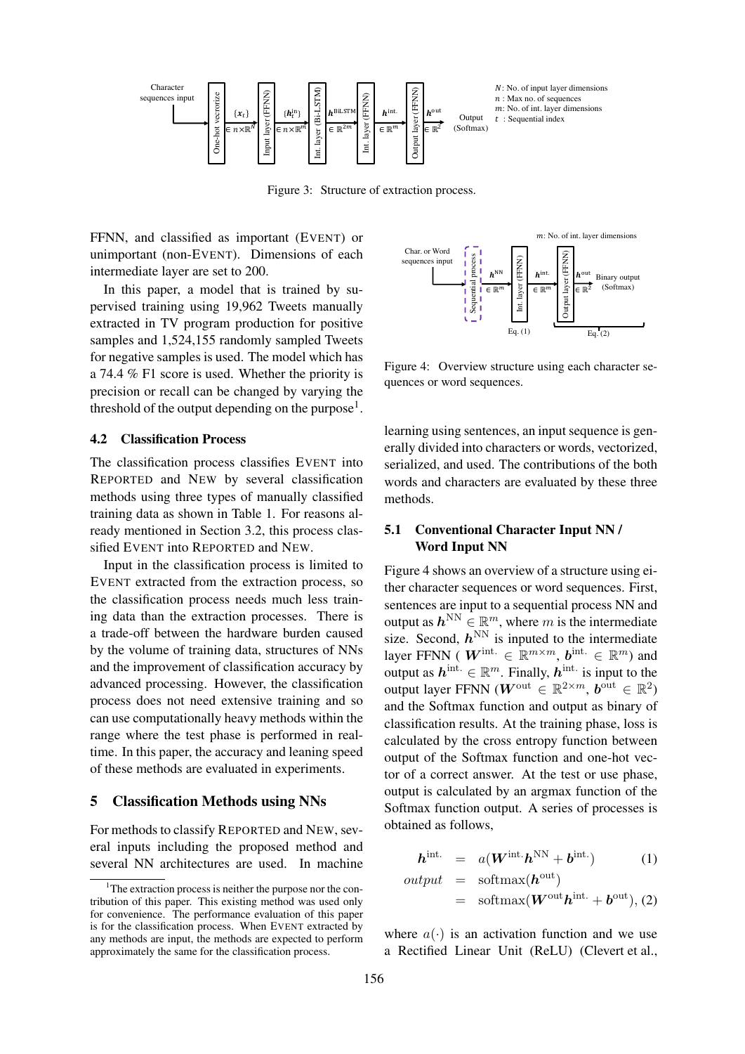Figure 3: Structure of extraction process.

FFNN, and classified as important (EVENT) or unimportant (non-EVENT). Dimensions of each intermediate layer are set to 200.

In this paper, a model that is trained by supervised training using 19,962 Tweets manually extracted in TV program production for positive samples and 1,524,155 randomly sampled Tweets for negative samples is used. The model which has a 74.4 % F1 score is used. Whether the priority is precision or recall can be changed by varying the threshold of the output depending on the purpose[1].

### 4.2 Classification Process

The classification process classifies EVENT into REPORTED and NEW by several classification methods using three types of manually classified training data as shown in Table 1. For reasons already mentioned in Section 3.2, this process classified EVENT into REPORTED and NEW.

Input in the classification process is limited to EVENT extracted from the extraction process, so the classification process needs much less training data than the extraction processes. There is a trade-off between the hardware burden caused by the volume of training data, structures of NNs and the improvement of classification accuracy by advanced processing. However, the classification process does not need extensive training and so can use computationally heavy methods within the range where the test phase is performed in real-time. In this paper, the accuracy and leaning speed of these methods are evaluated in experiments.

## 5 Classification Methods using NNs

For methods to classify REPORTED and NEW, several inputs including the proposed method and several NN architectures are used. In machine learning using sentences, an input sequence is generally divided into characters or words, vectorized, serialized, and used. The contributions of the both words and characters are evaluated by these three methods.

Figure 4: Overview structure using each character sequences or word sequences.

### 5.1 Conventional Character Input NN / Word Input NN

Figure 4 shows an overview of a structure using either character sequences or word sequences. First, sentences are input to a sequential process NN and output as $\boldsymbol{h}^{\mathrm{NN}} \in \mathbb{R}^m$, where $m$ is the intermediate size. Second, $\boldsymbol{h}^{\mathrm{NN}}$ is inputed to the intermediate layer FFNN ( $\boldsymbol{W}^{\mathrm{int.}} \in \mathbb{R}^{m \times m}$, $\boldsymbol{b}^{\mathrm{int.}} \in \mathbb{R}^m$) and output as $\boldsymbol{h}^{\mathrm{int.}} \in \mathbb{R}^m$. Finally, $\boldsymbol{h}^{\mathrm{int.}}$ is input to the output layer FFNN ($\boldsymbol{W}^{\mathrm{out}} \in \mathbb{R}^{2 \times m}$, $\boldsymbol{b}^{\mathrm{out}} \in \mathbb{R}^2$) and the Softmax function and output as binary of classification results. At the training phase, loss is calculated by the cross entropy function between output of the Softmax function and one-hot vector of a correct answer. At the test or use phase, output is calculated by an argmax function of the Softmax function output. A series of processes is obtained as follows,

$$\boldsymbol{h}^{\mathrm{int.}} = a(\boldsymbol{W}^{\mathrm{int.}} \boldsymbol{h}^{\mathrm{NN}} + \boldsymbol{b}^{\mathrm{int.}}) \quad (1)$$

$$\begin{aligned} output &= \mathrm{softmax}(\boldsymbol{h}^{\mathrm{out}}) \\ &= \mathrm{softmax}(\boldsymbol{W}^{\mathrm{out}} \boldsymbol{h}^{\mathrm{int.}} + \boldsymbol{b}^{\mathrm{out}}), \quad (2) \end{aligned}$$

where $a(\cdot)$ is an activation function and we use a Rectified Linear Unit (ReLU) (Clevert et al.,

[1]The extraction process is neither the purpose nor the contribution of this paper. This existing method was used only for convenience. The performance evaluation of this paper is for the classification process. When EVENT extracted by any methods are input, the methods are expected to perform approximately the same for the classification process.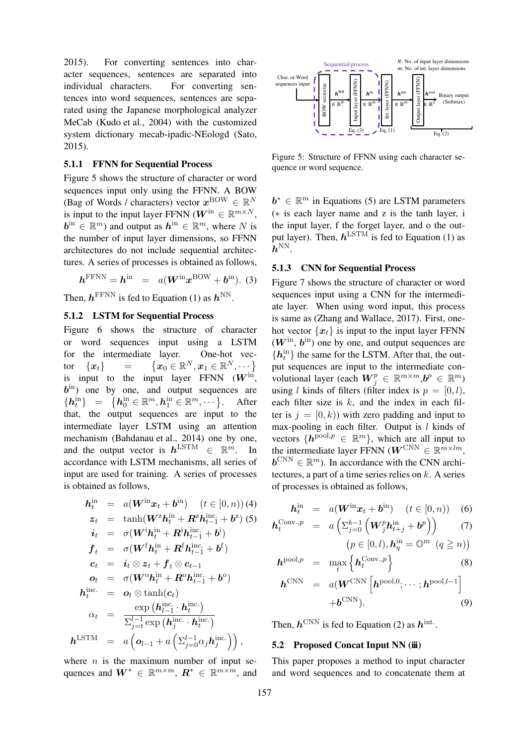2015). For converting sentences into character sequences, sentences are separated into individual characters. For converting sentences into word sequences, sentences are separated using the Japanese morphological analyzer MeCab (Kudo et al., 2004) with the customized system dictionary mecab-ipadic-NEologd (Sato, 2015).

### 5.1.1 FFNN for Sequential Process

Figure 5 shows the structure of character or word sequences input only using the FFNN. A BOW (Bag of Words / characters) vector $\boldsymbol{x}^{\mathrm{BOW}} \in \mathbb{R}^N$ is input to the input layer FFNN ($\boldsymbol{W}^{\mathrm{in}} \in \mathbb{R}^{m \times N}$, $\boldsymbol{b}^{\mathrm{in}} \in \mathbb{R}^m$) and output as $\boldsymbol{h}^{\mathrm{in}} \in \mathbb{R}^m$, where $N$ is the number of input layer dimensions, so FFNN architectures do not include sequential architectures. A series of processes is obtained as follows,

$$\boldsymbol{h}^{\mathrm{FFNN}} = \boldsymbol{h}^{\mathrm{in}} = a(\boldsymbol{W}^{\mathrm{in}} \boldsymbol{x}^{\mathrm{BOW}} + \boldsymbol{b}^{\mathrm{in}}). \quad (3)$$

Then, $\boldsymbol{h}^{\mathrm{FFNN}}$ is fed to Equation (1) as $\boldsymbol{h}^{\mathrm{NN}}$.

### 5.1.2 LSTM for Sequential Process

Figure 6 shows the structure of character or word sequences input using a LSTM for the intermediate layer. One-hot vector $\{\boldsymbol{x}_t\} = \{\boldsymbol{x}_0 \in \mathbb{R}^N, \boldsymbol{x}_1 \in \mathbb{R}^N, \cdots\}$ is input to the input layer FFNN ($\boldsymbol{W}^{\mathrm{in}}$, $\boldsymbol{b}^{\mathrm{in}}$) one by one, and output sequences are $\{\boldsymbol{h}_t^{\mathrm{in}}\} = \{\boldsymbol{h}_0^{\mathrm{in}} \in \mathbb{R}^m, \boldsymbol{h}_1^{\mathrm{in}} \in \mathbb{R}^m, \cdots\}$. After that, the output sequences are input to the intermediate layer LSTM using an attention mechanism (Bahdanau et al., 2014) one by one, and the output vector is $\boldsymbol{h}^{\mathrm{LSTM}} \in \mathbb{R}^m$. In accordance with LSTM mechanisms, all series of input are used for training. A series of processes is obtained as follows,

$$
\begin{aligned}
\boldsymbol{h}_t^{\mathrm{in}} &= a(\boldsymbol{W}^{\mathrm{in}} \boldsymbol{x}_t + \boldsymbol{b}^{\mathrm{in}}) \quad (t \in [0, n)) \quad (4)\\
\boldsymbol{z}_t &= \tanh(\boldsymbol{W}^{\mathrm{z}} \boldsymbol{h}_t^{\mathrm{in}} + \boldsymbol{R}^{\mathrm{z}} \boldsymbol{h}_{t-1}^{\mathrm{inc.}} + \boldsymbol{b}^{\mathrm{z}}) \quad (5)\\
\boldsymbol{i}_t &= \sigma(\boldsymbol{W}^{\mathrm{i}} \boldsymbol{h}_t^{\mathrm{in}} + \boldsymbol{R}^{\mathrm{i}} \boldsymbol{h}_{t-1}^{\mathrm{inc.}} + \boldsymbol{b}^{\mathrm{i}})\\
\boldsymbol{f}_t &= \sigma(\boldsymbol{W}^{\mathrm{f}} \boldsymbol{h}_t^{\mathrm{in}} + \boldsymbol{R}^{\mathrm{f}} \boldsymbol{h}_{t-1}^{\mathrm{inc.}} + \boldsymbol{b}^{\mathrm{f}})\\
\boldsymbol{c}_t &= \boldsymbol{i}_t \otimes \boldsymbol{z}_t + \boldsymbol{f}_t \otimes \boldsymbol{c}_{t-1}\\
\boldsymbol{o}_t &= \sigma(\boldsymbol{W}^{\mathrm{o}} \boldsymbol{h}_t^{\mathrm{in}} + \boldsymbol{R}^{\mathrm{o}} \boldsymbol{h}_{t-1}^{\mathrm{inc.}} + \boldsymbol{b}^{\mathrm{o}})\\
\boldsymbol{h}_t^{\mathrm{inc.}} &= \boldsymbol{o}_t \otimes \tanh(\boldsymbol{c}_t)\\
\alpha_t &= \frac{\exp\left(\boldsymbol{h}_{l-1}^{\mathrm{inc.}} \cdot \boldsymbol{h}_t^{\mathrm{inc.}}\right)}{\Sigma_{j=t}^{l-1} \exp\left(\boldsymbol{h}_j^{\mathrm{inc.}} \cdot \boldsymbol{h}_t^{\mathrm{inc.}}\right)}\\
\boldsymbol{h}^{\mathrm{LSTM}} &= a\left(\boldsymbol{o}_{l-1} + a\left(\Sigma_{j=0}^{l-1} \alpha_j \boldsymbol{h}_j^{\mathrm{inc.}}\right)\right),
\end{aligned}
$$

where $n$ is the maximum number of input sequences and $\boldsymbol{W}^* \in \mathbb{R}^{m \times m}$, $\boldsymbol{R}^* \in \mathbb{R}^{m \times m}$, and $\boldsymbol{b}^* \in \mathbb{R}^m$ in Equations (5) are LSTM parameters ($*$ is each layer name and z is the tanh layer, i the input layer, f the forget layer, and o the output layer). Then, $\boldsymbol{h}^{\mathrm{LSTM}}$ is fed to Equation (1) as $\boldsymbol{h}^{\mathrm{NN}}$.

Figure 5: Structure of FFNN using each character sequence or word sequence.

### 5.1.3 CNN for Sequential Process

Figure 7 shows the structure of character or word sequences input using a CNN for the intermediate layer. When using word input, this process is same as (Zhang and Wallace, 2017). First, one-hot vector $\{\boldsymbol{x}_t\}$ is input to the input layer FFNN ($\boldsymbol{W}^{\mathrm{in}}$, $\boldsymbol{b}^{\mathrm{in}}$) one by one, and output sequences are $\{\boldsymbol{h}_t^{\mathrm{in}}\}$ the same for the LSTM. After that, the output sequences are input to the intermediate convolutional layer (each $\boldsymbol{W}_j^p \in \mathbb{R}^{m \times m}$, $\boldsymbol{b}^p \in \mathbb{R}^m$) using $l$ kinds of filters (filter index is $p = [0, l)$, each filter size is $k$, and the index in each filter is $j = [0, k)$) with zero padding and input to max-pooling in each filter. Output is $l$ kinds of vectors $\{\boldsymbol{h}^{\mathrm{pool},p} \in \mathbb{R}^m\}$, which are all input to the intermediate layer FFNN ($\boldsymbol{W}^{\mathrm{CNN}} \in \mathbb{R}^{m \times lm}$, $\boldsymbol{b}^{\mathrm{CNN}} \in \mathbb{R}^m$). In accordance with the CNN architectures, a part of a time series relies on $k$. A series of processes is obtained as follows,

$$
\begin{aligned}
\boldsymbol{h}_t^{\mathrm{in}} &= a(\boldsymbol{W}^{\mathrm{in}} \boldsymbol{x}_t + \boldsymbol{b}^{\mathrm{in}}) \quad (t \in [0, n)) \quad (6)\\
\boldsymbol{h}_t^{\mathrm{Conv.},p} &= a\left(\Sigma_{j=0}^{k-1}\left(\boldsymbol{W}_j^p \boldsymbol{h}_{t+j}^{\mathrm{in}} + \boldsymbol{b}^p\right)\right) \quad (7)\\
&\qquad \left(p \in [0, l), \boldsymbol{h}_q^{\mathrm{in}} = \mathbb{O}^m \quad (q \geqq n)\right)\\
\boldsymbol{h}^{\mathrm{pool},p} &= \max_t \left\{\boldsymbol{h}_t^{\mathrm{Conv.},p}\right\} \quad (8)\\
\boldsymbol{h}^{\mathrm{CNN}} &= a(\boldsymbol{W}^{\mathrm{CNN}}\left[\boldsymbol{h}^{\mathrm{pool},0}; \cdots; \boldsymbol{h}^{\mathrm{pool},l-1}\right]\\
&\qquad + \boldsymbol{b}^{\mathrm{CNN}}). \quad (9)
\end{aligned}
$$

Then, $\boldsymbol{h}^{\mathrm{CNN}}$ is fed to Equation (2) as $\boldsymbol{h}^{\mathrm{int.}}$.

## 5.2 Proposed Concat Input NN (iii)

This paper proposes a method to input character and word sequences and to concatenate them at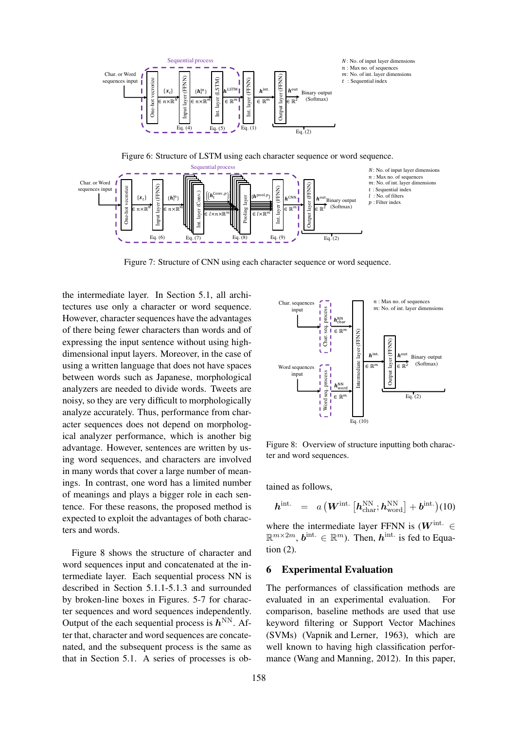Figure 6: Structure of LSTM using each character sequence or word sequence.

Figure 7: Structure of CNN using each character sequence or word sequence.

the intermediate layer. In Section 5.1, all architectures use only a character or word sequence. However, character sequences have the advantages of there being fewer characters than words and of expressing the input sentence without using high-dimensional input layers. Moreover, in the case of using a written language that does not have spaces between words such as Japanese, morphological analyzers are needed to divide words. Tweets are noisy, so they are very difficult to morphologically analyze accurately. Thus, performance from character sequences does not depend on morphological analyzer performance, which is another big advantage. However, sentences are written by using word sequences, and characters are involved in many words that cover a large number of meanings. In contrast, one word has a limited number of meanings and plays a bigger role in each sentence. For these reasons, the proposed method is expected to exploit the advantages of both characters and words.

Figure 8 shows the structure of character and word sequences input and concatenated at the intermediate layer. Each sequential process NN is described in Section 5.1.1-5.1.3 and surrounded by broken-line boxes in Figures. 5-7 for character sequences and word sequences independently. Output of the each sequential process is $\boldsymbol{h}^{\mathrm{NN}}$. After that, character and word sequences are concatenated, and the subsequent process is the same as that in Section 5.1. A series of processes is obtained as follows,

Figure 8: Overview of structure inputting both character and word sequences.

$$\boldsymbol{h}^{\mathrm{int.}} = a\left(\boldsymbol{W}^{\mathrm{int.}}\left[\boldsymbol{h}^{\mathrm{NN}}_{\mathrm{char}}; \boldsymbol{h}^{\mathrm{NN}}_{\mathrm{word}}\right] + \boldsymbol{b}^{\mathrm{int.}}\right) \quad (10)$$

where the intermediate layer FFNN is ($\boldsymbol{W}^{\mathrm{int.}} \in \mathbb{R}^{m\times 2m}$, $\boldsymbol{b}^{\mathrm{int.}} \in \mathbb{R}^{m}$). Then, $\boldsymbol{h}^{\mathrm{int.}}$ is fed to Equation (2).

## 6 Experimental Evaluation

The performances of classification methods are evaluated in an experimental evaluation. For comparison, baseline methods are used that use keyword filtering or Support Vector Machines (SVMs) (Vapnik and Lerner, 1963), which are well known to having high classification performance (Wang and Manning, 2012). In this paper,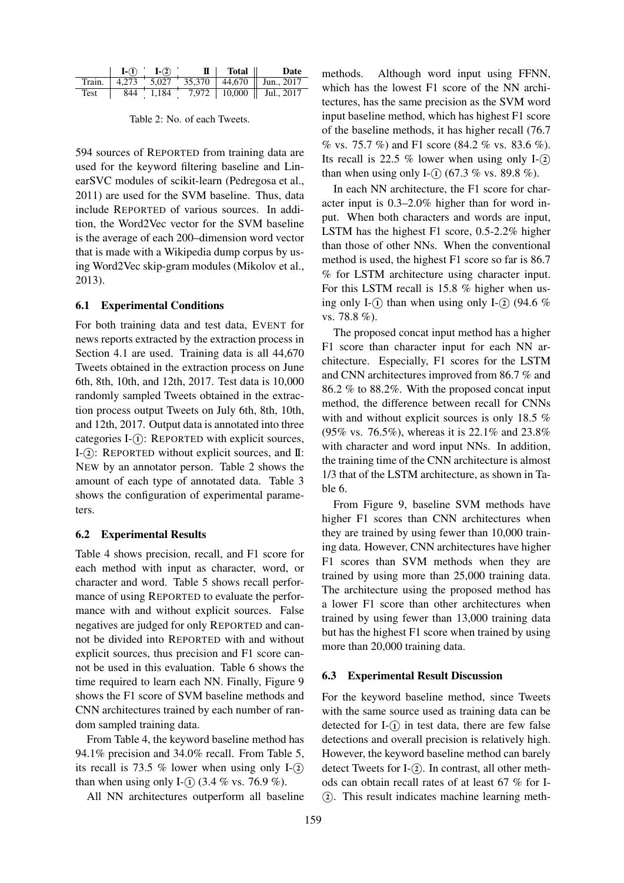| | I-① | I-② | II | Total | Date |
|---|---|---|---|---|---|
| Train. | 4,273 | 5,027 | 35,370 | 44,670 | Jun., 2017 |
| Test | 844 | 1,184 | 7,972 | 10,000 | Jul., 2017 |

Table 2: No. of each Tweets.

594 sources of REPORTED from training data are used for the keyword filtering baseline and LinearSVC modules of scikit-learn (Pedregosa et al., 2011) are used for the SVM baseline. Thus, data include REPORTED of various sources. In addition, the Word2Vec vector for the SVM baseline is the average of each 200–dimension word vector that is made with a Wikipedia dump corpus by using Word2Vec skip-gram modules (Mikolov et al., 2013).

### 6.1 Experimental Conditions

For both training data and test data, EVENT for news reports extracted by the extraction process in Section 4.1 are used. Training data is all 44,670 Tweets obtained in the extraction process on June 6th, 8th, 10th, and 12th, 2017. Test data is 10,000 randomly sampled Tweets obtained in the extraction process output Tweets on July 6th, 8th, 10th, and 12th, 2017. Output data is annotated into three categories I-①: REPORTED with explicit sources, I-②: REPORTED without explicit sources, and II: NEW by an annotator person. Table 2 shows the amount of each type of annotated data. Table 3 shows the configuration of experimental parameters.

### 6.2 Experimental Results

Table 4 shows precision, recall, and F1 score for each method with input as character, word, or character and word. Table 5 shows recall performance of using REPORTED to evaluate the performance with and without explicit sources. False negatives are judged for only REPORTED and cannot be divided into REPORTED with and without explicit sources, thus precision and F1 score cannot be used in this evaluation. Table 6 shows the time required to learn each NN. Finally, Figure 9 shows the F1 score of SVM baseline methods and CNN architectures trained by each number of random sampled training data.

From Table 4, the keyword baseline method has 94.1% precision and 34.0% recall. From Table 5, its recall is 73.5 % lower when using only I-② than when using only I-① (3.4 % vs. 76.9 %).

All NN architectures outperform all baseline methods. Although word input using FFNN, which has the lowest F1 score of the NN architectures, has the same precision as the SVM word input baseline method, which has highest F1 score of the baseline methods, it has higher recall (76.7 % vs. 75.7 %) and F1 score (84.2 % vs. 83.6 %). Its recall is 22.5 % lower when using only I-② than when using only I-① (67.3 % vs. 89.8 %).

In each NN architecture, the F1 score for character input is 0.3–2.0% higher than for word input. When both characters and words are input, LSTM has the highest F1 score, 0.5-2.2% higher than those of other NNs. When the conventional method is used, the highest F1 score so far is 86.7 % for LSTM architecture using character input. For this LSTM recall is 15.8 % higher when using only I-① than when using only I-② (94.6 % vs. 78.8 %).

The proposed concat input method has a higher F1 score than character input for each NN architecture. Especially, F1 scores for the LSTM and CNN architectures improved from 86.7 % and 86.2 % to 88.2%. With the proposed concat input method, the difference between recall for CNNs with and without explicit sources is only 18.5 % (95% vs. 76.5%), whereas it is 22.1% and 23.8% with character and word input NNs. In addition, the training time of the CNN architecture is almost 1/3 that of the LSTM architecture, as shown in Table 6.

From Figure 9, baseline SVM methods have higher F1 scores than CNN architectures when they are trained by using fewer than 10,000 training data. However, CNN architectures have higher F1 scores than SVM methods when they are trained by using more than 25,000 training data. The architecture using the proposed method has a lower F1 score than other architectures when trained by using fewer than 13,000 training data but has the highest F1 score when trained by using more than 20,000 training data.

### 6.3 Experimental Result Discussion

For the keyword baseline method, since Tweets with the same source used as training data can be detected for I-① in test data, there are few false detections and overall precision is relatively high. However, the keyword baseline method can barely detect Tweets for I-②. In contrast, all other methods can obtain recall rates of at least 67 % for I-②. This result indicates machine learning meth-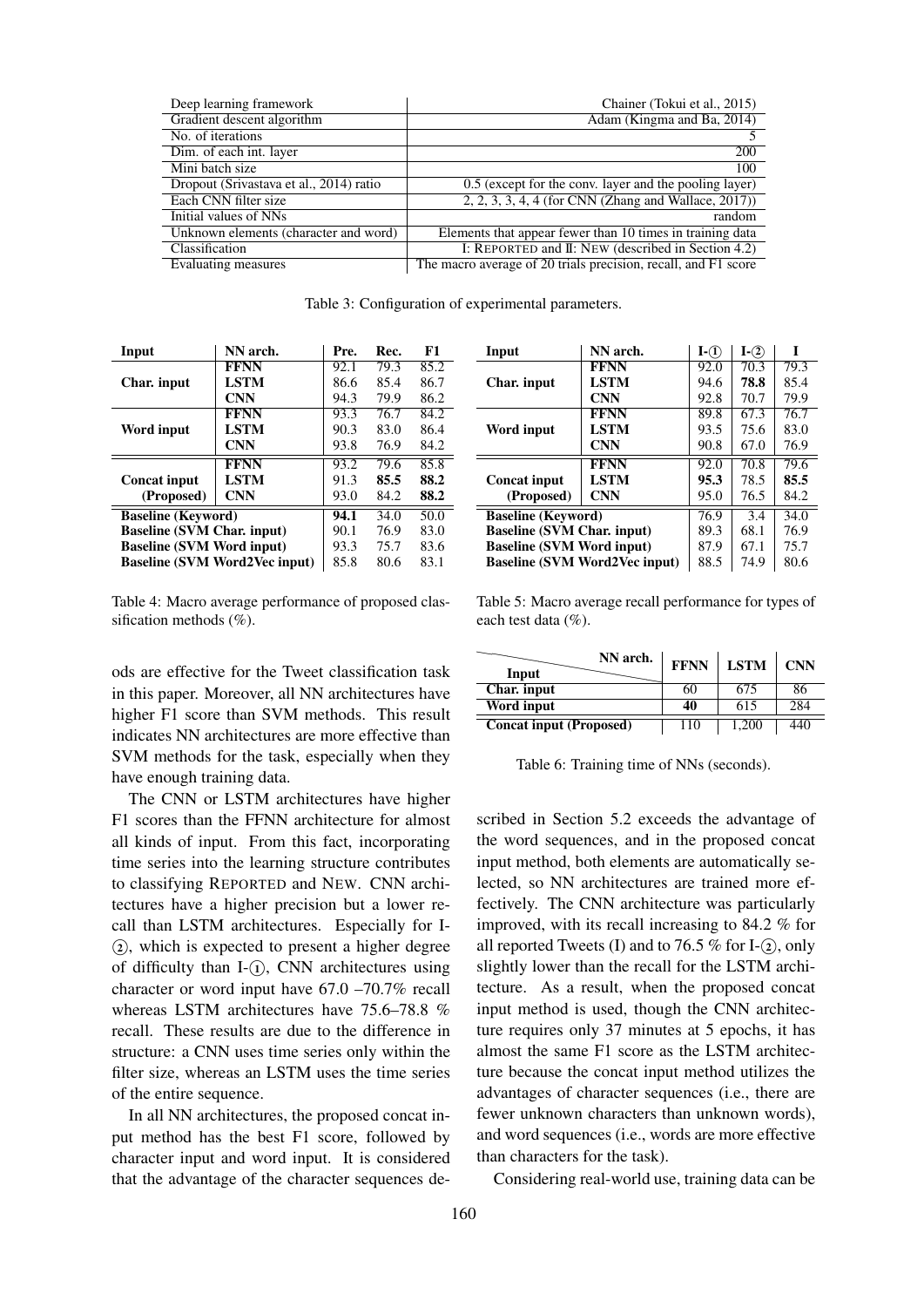| Deep learning framework | Chainer (Tokui et al., 2015) |
|---|---|
| Gradient descent algorithm | Adam (Kingma and Ba, 2014) |
| No. of iterations | 5 |
| Dim. of each int. layer | 200 |
| Mini batch size | 100 |
| Dropout (Srivastava et al., 2014) ratio | 0.5 (except for the conv. layer and the pooling layer) |
| Each CNN filter size | 2, 2, 3, 3, 4, 4 (for CNN (Zhang and Wallace, 2017)) |
| Initial values of NNs | random |
| Unknown elements (character and word) | Elements that appear fewer than 10 times in training data |
| Classification | I: REPORTED and II: NEW (described in Section 4.2) |
| Evaluating measures | The macro average of 20 trials precision, recall, and F1 score |

Table 3: Configuration of experimental parameters.

| Input | NN arch. | Pre. | Rec. | F1 |
|---|---|---|---|---|
| **Char. input** | **FFNN** | 92.1 | 79.3 | 85.2 |
| | **LSTM** | 86.6 | 85.4 | 86.7 |
| | **CNN** | 94.3 | 79.9 | 86.2 |
| **Word input** | **FFNN** | 93.3 | 76.7 | 84.2 |
| | **LSTM** | 90.3 | 83.0 | 86.4 |
| | **CNN** | 93.8 | 76.9 | 84.2 |
| **Concat input (Proposed)** | **FFNN** | 93.2 | 79.6 | 85.8 |
| | **LSTM** | 91.3 | **85.5** | **88.2** |
| | **CNN** | 93.0 | 84.2 | **88.2** |
| **Baseline (Keyword)** | | **94.1** | 34.0 | 50.0 |
| **Baseline (SVM Char. input)** | | 90.1 | 76.9 | 83.0 |
| **Baseline (SVM Word input)** | | 93.3 | 75.7 | 83.6 |
| **Baseline (SVM Word2Vec input)** | | 85.8 | 80.6 | 83.1 |

Table 4: Macro average performance of proposed classification methods (%).

| Input | NN arch. | I-① | I-② | I |
|---|---|---|---|---|
| **Char. input** | **FFNN** | 92.0 | 70.3 | 79.3 |
| | **LSTM** | 94.6 | **78.8** | 85.4 |
| | **CNN** | 92.8 | 70.7 | 79.9 |
| **Word input** | **FFNN** | 89.8 | 67.3 | 76.7 |
| | **LSTM** | 93.5 | 75.6 | 83.0 |
| | **CNN** | 90.8 | 67.0 | 76.9 |
| **Concat input (Proposed)** | **FFNN** | 92.0 | 70.8 | 79.6 |
| | **LSTM** | **95.3** | 78.5 | **85.5** |
| | **CNN** | 95.0 | 76.5 | 84.2 |
| **Baseline (Keyword)** | | 76.9 | 3.4 | 34.0 |
| **Baseline (SVM Char. input)** | | 89.3 | 68.1 | 76.9 |
| **Baseline (SVM Word input)** | | 87.9 | 67.1 | 75.7 |
| **Baseline (SVM Word2Vec input)** | | 88.5 | 74.9 | 80.6 |

Table 5: Macro average recall performance for types of each test data (%).

| Input \ NN arch. | FFNN | LSTM | CNN |
|---|---|---|---|
| **Char. input** | 60 | 675 | 86 |
| **Word input** | **40** | 615 | 284 |
| **Concat input (Proposed)** | 110 | 1,200 | 440 |

Table 6: Training time of NNs (seconds).

ods are effective for the Tweet classification task in this paper. Moreover, all NN architectures have higher F1 score than SVM methods. This result indicates NN architectures are more effective than SVM methods for the task, especially when they have enough training data.

The CNN or LSTM architectures have higher F1 scores than the FFNN architecture for almost all kinds of input. From this fact, incorporating time series into the learning structure contributes to classifying REPORTED and NEW. CNN architectures have a higher precision but a lower recall than LSTM architectures. Especially for I-②, which is expected to present a higher degree of difficulty than I-①, CNN architectures using character or word input have 67.0 –70.7% recall whereas LSTM architectures have 75.6–78.8 % recall. These results are due to the difference in structure: a CNN uses time series only within the filter size, whereas an LSTM uses the time series of the entire sequence.

In all NN architectures, the proposed concat input method has the best F1 score, followed by character input and word input. It is considered that the advantage of the character sequences described in Section 5.2 exceeds the advantage of the word sequences, and in the proposed concat input method, both elements are automatically selected, so NN architectures are trained more effectively. The CNN architecture was particularly improved, with its recall increasing to 84.2 % for all reported Tweets (I) and to 76.5 % for I-②, only slightly lower than the recall for the LSTM architecture. As a result, when the proposed concat input method is used, though the CNN architecture requires only 37 minutes at 5 epochs, it has almost the same F1 score as the LSTM architecture because the concat input method utilizes the advantages of character sequences (i.e., there are fewer unknown characters than unknown words), and word sequences (i.e., words are more effective than characters for the task).

Considering real-world use, training data can be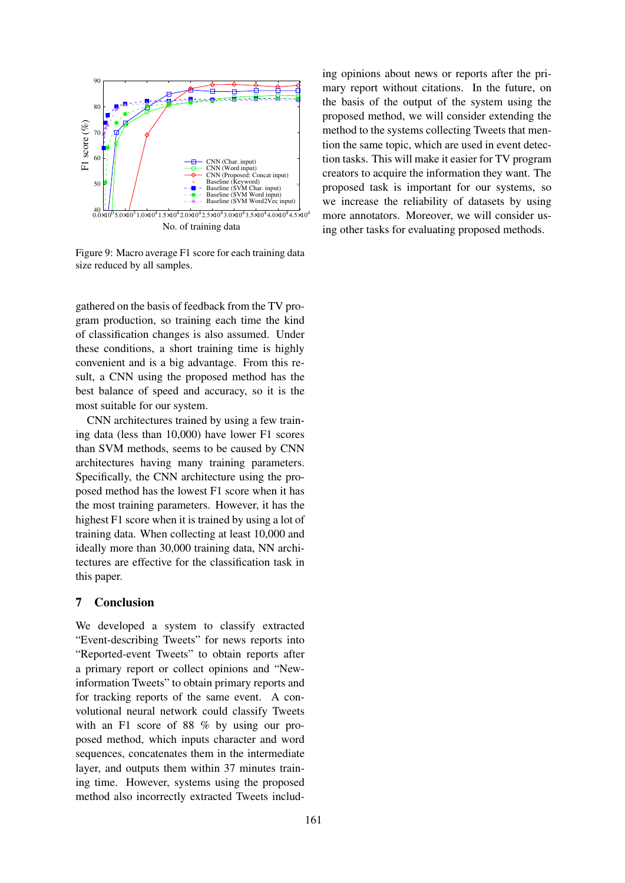Figure 9: Macro average F1 score for each training data size reduced by all samples.

gathered on the basis of feedback from the TV program production, so training each time the kind of classification changes is also assumed. Under these conditions, a short training time is highly convenient and is a big advantage. From this result, a CNN using the proposed method has the best balance of speed and accuracy, so it is the most suitable for our system.

CNN architectures trained by using a few training data (less than 10,000) have lower F1 scores than SVM methods, seems to be caused by CNN architectures having many training parameters. Specifically, the CNN architecture using the proposed method has the lowest F1 score when it has the most training parameters. However, it has the highest F1 score when it is trained by using a lot of training data. When collecting at least 10,000 and ideally more than 30,000 training data, NN architectures are effective for the classification task in this paper.

## 7 Conclusion

We developed a system to classify extracted "Event-describing Tweets" for news reports into "Reported-event Tweets" to obtain reports after a primary report or collect opinions and "New-information Tweets" to obtain primary reports and for tracking reports of the same event. A convolutional neural network could classify Tweets with an F1 score of 88 % by using our proposed method, which inputs character and word sequences, concatenates them in the intermediate layer, and outputs them within 37 minutes training time. However, systems using the proposed method also incorrectly extracted Tweets including opinions about news or reports after the primary report without citations. In the future, on the basis of the output of the system using the proposed method, we will consider extending the method to the systems collecting Tweets that mention the same topic, which are used in event detection tasks. This will make it easier for TV program creators to acquire the information they want. The proposed task is important for our systems, so we increase the reliability of datasets by using more annotators. Moreover, we will consider using other tasks for evaluating proposed methods.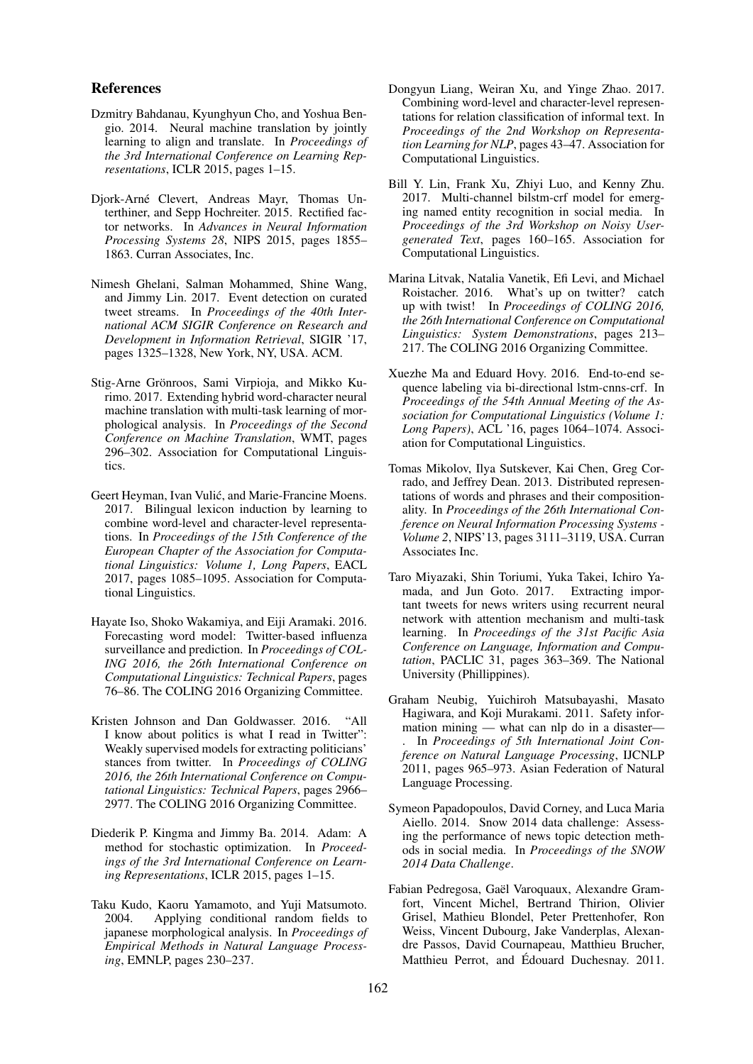## References

Dzmitry Bahdanau, Kyunghyun Cho, and Yoshua Bengio. 2014. Neural machine translation by jointly learning to align and translate. In *Proceedings of the 3rd International Conference on Learning Representations*, ICLR 2015, pages 1–15.

Djork-Arné Clevert, Andreas Mayr, Thomas Unterthiner, and Sepp Hochreiter. 2015. Rectified factor networks. In *Advances in Neural Information Processing Systems 28*, NIPS 2015, pages 1855–1863. Curran Associates, Inc.

Nimesh Ghelani, Salman Mohammed, Shine Wang, and Jimmy Lin. 2017. Event detection on curated tweet streams. In *Proceedings of the 40th International ACM SIGIR Conference on Research and Development in Information Retrieval*, SIGIR '17, pages 1325–1328, New York, NY, USA. ACM.

Stig-Arne Grönroos, Sami Virpioja, and Mikko Kurimo. 2017. Extending hybrid word-character neural machine translation with multi-task learning of morphological analysis. In *Proceedings of the Second Conference on Machine Translation*, WMT, pages 296–302. Association for Computational Linguistics.

Geert Heyman, Ivan Vulić, and Marie-Francine Moens. 2017. Bilingual lexicon induction by learning to combine word-level and character-level representations. In *Proceedings of the 15th Conference of the European Chapter of the Association for Computational Linguistics: Volume 1, Long Papers*, EACL 2017, pages 1085–1095. Association for Computational Linguistics.

Hayate Iso, Shoko Wakamiya, and Eiji Aramaki. 2016. Forecasting word model: Twitter-based influenza surveillance and prediction. In *Proceedings of COLING 2016, the 26th International Conference on Computational Linguistics: Technical Papers*, pages 76–86. The COLING 2016 Organizing Committee.

Kristen Johnson and Dan Goldwasser. 2016. "All I know about politics is what I read in Twitter": Weakly supervised models for extracting politicians' stances from twitter. In *Proceedings of COLING 2016, the 26th International Conference on Computational Linguistics: Technical Papers*, pages 2966–2977. The COLING 2016 Organizing Committee.

Diederik P. Kingma and Jimmy Ba. 2014. Adam: A method for stochastic optimization. In *Proceedings of the 3rd International Conference on Learning Representations*, ICLR 2015, pages 1–15.

Taku Kudo, Kaoru Yamamoto, and Yuji Matsumoto. 2004. Applying conditional random fields to japanese morphological analysis. In *Proceedings of Empirical Methods in Natural Language Processing*, EMNLP, pages 230–237.

Dongyun Liang, Weiran Xu, and Yinge Zhao. 2017. Combining word-level and character-level representations for relation classification of informal text. In *Proceedings of the 2nd Workshop on Representation Learning for NLP*, pages 43–47. Association for Computational Linguistics.

Bill Y. Lin, Frank Xu, Zhiyi Luo, and Kenny Zhu. 2017. Multi-channel bilstm-crf model for emerging named entity recognition in social media. In *Proceedings of the 3rd Workshop on Noisy User-generated Text*, pages 160–165. Association for Computational Linguistics.

Marina Litvak, Natalia Vanetik, Efi Levi, and Michael Roistacher. 2016. What's up on twitter? catch up with twist! In *Proceedings of COLING 2016, the 26th International Conference on Computational Linguistics: System Demonstrations*, pages 213–217. The COLING 2016 Organizing Committee.

Xuezhe Ma and Eduard Hovy. 2016. End-to-end sequence labeling via bi-directional lstm-cnns-crf. In *Proceedings of the 54th Annual Meeting of the Association for Computational Linguistics (Volume 1: Long Papers)*, ACL '16, pages 1064–1074. Association for Computational Linguistics.

Tomas Mikolov, Ilya Sutskever, Kai Chen, Greg Corrado, and Jeffrey Dean. 2013. Distributed representations of words and phrases and their compositionality. In *Proceedings of the 26th International Conference on Neural Information Processing Systems - Volume 2*, NIPS'13, pages 3111–3119, USA. Curran Associates Inc.

Taro Miyazaki, Shin Toriumi, Yuka Takei, Ichiro Yamada, and Jun Goto. 2017. Extracting important tweets for news writers using recurrent neural network with attention mechanism and multi-task learning. In *Proceedings of the 31st Pacific Asia Conference on Language, Information and Computation*, PACLIC 31, pages 363–369. The National University (Phillippines).

Graham Neubig, Yuichiroh Matsubayashi, Masato Hagiwara, and Koji Murakami. 2011. Safety information mining — what can nlp do in a disaster— . In *Proceedings of 5th International Joint Conference on Natural Language Processing*, IJCNLP 2011, pages 965–973. Asian Federation of Natural Language Processing.

Symeon Papadopoulos, David Corney, and Luca Maria Aiello. 2014. Snow 2014 data challenge: Assessing the performance of news topic detection methods in social media. In *Proceedings of the SNOW 2014 Data Challenge*.

Fabian Pedregosa, Gaël Varoquaux, Alexandre Gramfort, Vincent Michel, Bertrand Thirion, Olivier Grisel, Mathieu Blondel, Peter Prettenhofer, Ron Weiss, Vincent Dubourg, Jake Vanderplas, Alexandre Passos, David Cournapeau, Matthieu Brucher, Matthieu Perrot, and Édouard Duchesnay. 2011.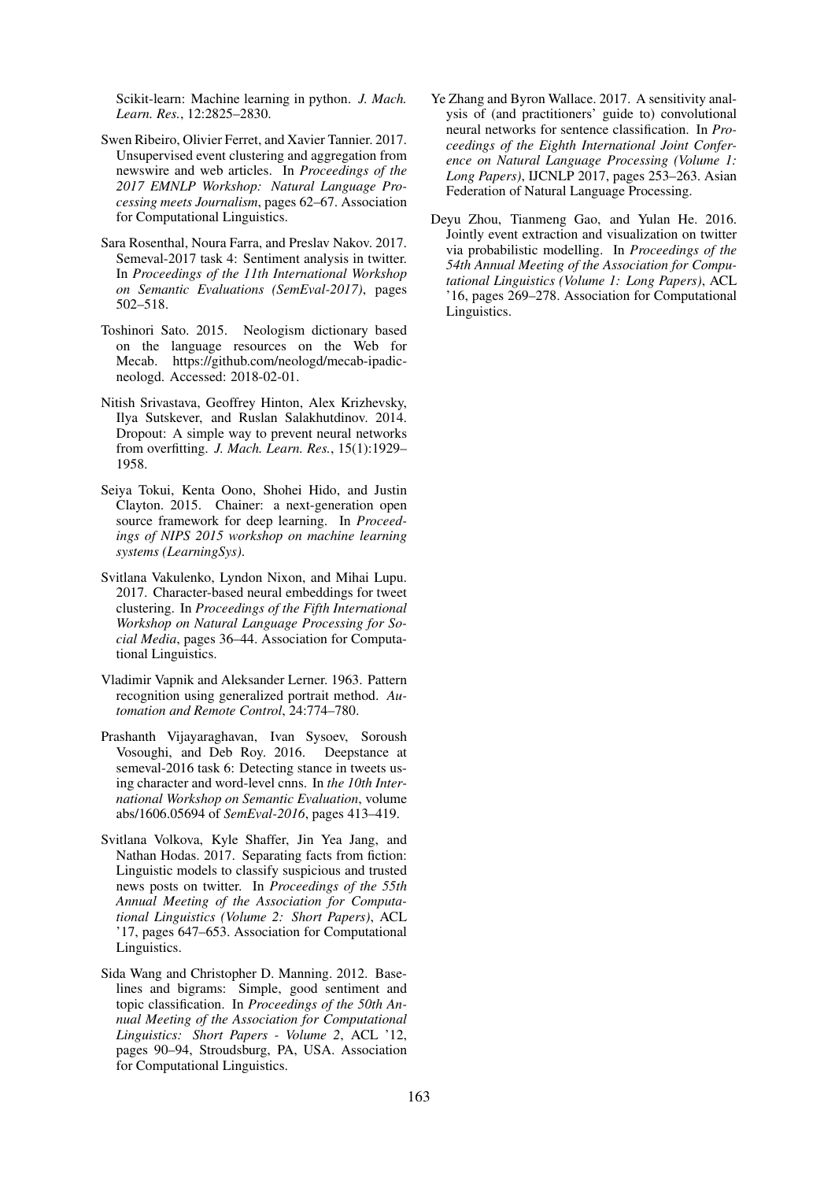Scikit-learn: Machine learning in python. *J. Mach. Learn. Res.*, 12:2825–2830.

Swen Ribeiro, Olivier Ferret, and Xavier Tannier. 2017. Unsupervised event clustering and aggregation from newswire and web articles. In *Proceedings of the 2017 EMNLP Workshop: Natural Language Processing meets Journalism*, pages 62–67. Association for Computational Linguistics.

Sara Rosenthal, Noura Farra, and Preslav Nakov. 2017. Semeval-2017 task 4: Sentiment analysis in twitter. In *Proceedings of the 11th International Workshop on Semantic Evaluations (SemEval-2017)*, pages 502–518.

Toshinori Sato. 2015. Neologism dictionary based on the language resources on the Web for Mecab. https://github.com/neologd/mecab-ipadic-neologd. Accessed: 2018-02-01.

Nitish Srivastava, Geoffrey Hinton, Alex Krizhevsky, Ilya Sutskever, and Ruslan Salakhutdinov. 2014. Dropout: A simple way to prevent neural networks from overfitting. *J. Mach. Learn. Res.*, 15(1):1929–1958.

Seiya Tokui, Kenta Oono, Shohei Hido, and Justin Clayton. 2015. Chainer: a next-generation open source framework for deep learning. In *Proceedings of NIPS 2015 workshop on machine learning systems (LearningSys)*.

Svitlana Vakulenko, Lyndon Nixon, and Mihai Lupu. 2017. Character-based neural embeddings for tweet clustering. In *Proceedings of the Fifth International Workshop on Natural Language Processing for Social Media*, pages 36–44. Association for Computational Linguistics.

Vladimir Vapnik and Aleksander Lerner. 1963. Pattern recognition using generalized portrait method. *Automation and Remote Control*, 24:774–780.

Prashanth Vijayaraghavan, Ivan Sysoev, Soroush Vosoughi, and Deb Roy. 2016. Deepstance at semeval-2016 task 6: Detecting stance in tweets using character and word-level cnns. In *the 10th International Workshop on Semantic Evaluation*, volume abs/1606.05694 of *SemEval-2016*, pages 413–419.

Svitlana Volkova, Kyle Shaffer, Jin Yea Jang, and Nathan Hodas. 2017. Separating facts from fiction: Linguistic models to classify suspicious and trusted news posts on twitter. In *Proceedings of the 55th Annual Meeting of the Association for Computational Linguistics (Volume 2: Short Papers)*, ACL '17, pages 647–653. Association for Computational Linguistics.

Sida Wang and Christopher D. Manning. 2012. Baselines and bigrams: Simple, good sentiment and topic classification. In *Proceedings of the 50th Annual Meeting of the Association for Computational Linguistics: Short Papers - Volume 2*, ACL '12, pages 90–94, Stroudsburg, PA, USA. Association for Computational Linguistics.

Ye Zhang and Byron Wallace. 2017. A sensitivity analysis of (and practitioners' guide to) convolutional neural networks for sentence classification. In *Proceedings of the Eighth International Joint Conference on Natural Language Processing (Volume 1: Long Papers)*, IJCNLP 2017, pages 253–263. Asian Federation of Natural Language Processing.

Deyu Zhou, Tianmeng Gao, and Yulan He. 2016. Jointly event extraction and visualization on twitter via probabilistic modelling. In *Proceedings of the 54th Annual Meeting of the Association for Computational Linguistics (Volume 1: Long Papers)*, ACL '16, pages 269–278. Association for Computational Linguistics.